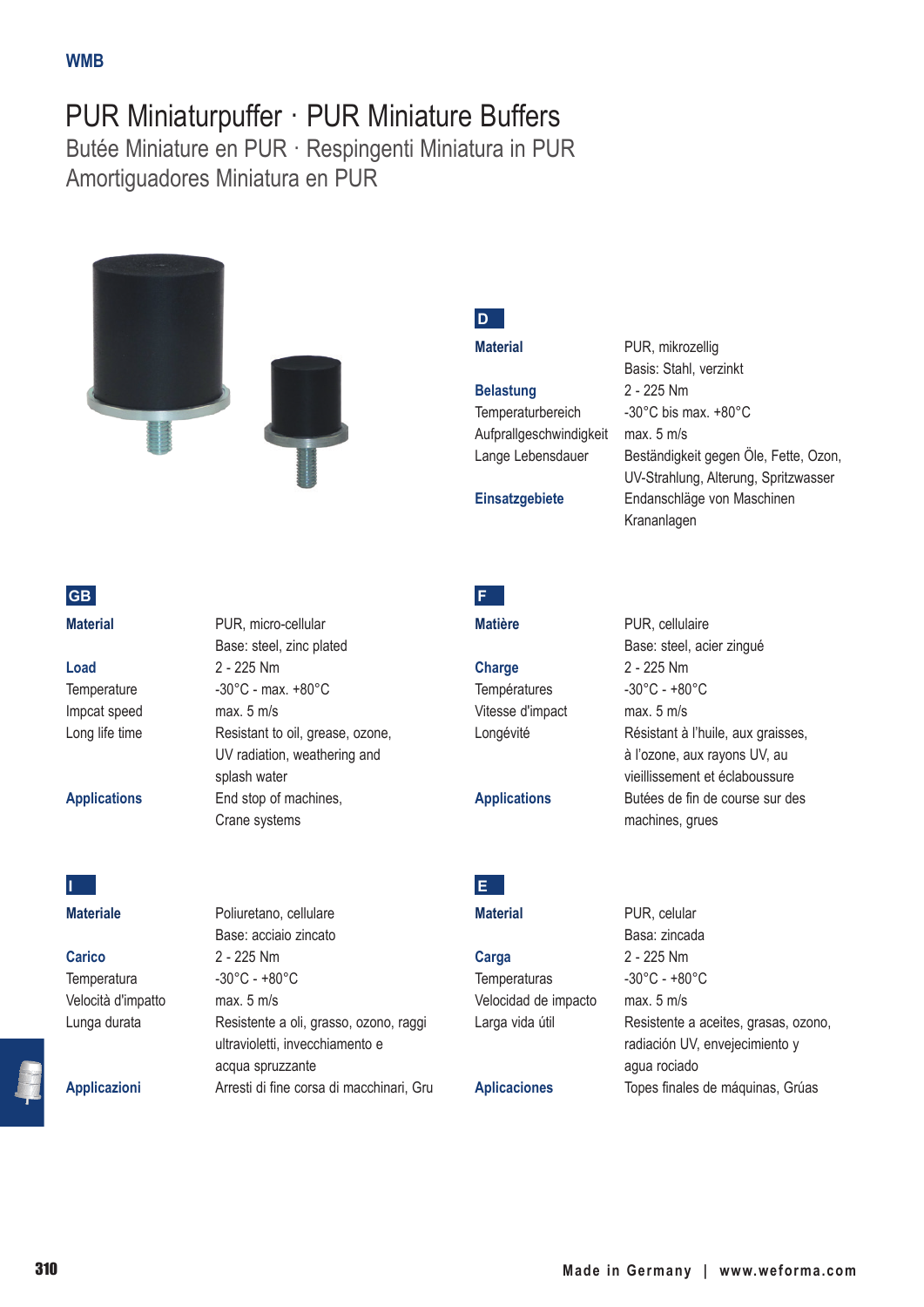WMB

# PUR Miniaturpuffer · PUR Miniature Buffers

## Butée Miniature en PUR · Respingenti Miniatura in PUR

## Amortiguadores Miniatura en PUR

### D

| | |
|---|---|
| **Material** | PUR, mikrozellig |
| | Basis: Stahl, verzinkt |
| **Belastung** | 2 - 225 Nm |
| Temperaturbereich | -30°C bis max. +80°C |
| Aufprallgeschwindigkeit | max. 5 m/s |
| Lange Lebensdauer | Beständigkeit gegen Öle, Fette, Ozon, UV-Strahlung, Alterung, Spritzwasser |
| **Einsatzgebiete** | Endanschläge von Maschinen |
| | Krananlagen |

### GB

| | |
|---|---|
| **Material** | PUR, micro-cellular |
| | Base: steel, zinc plated |
| **Load** | 2 - 225 Nm |
| Temperature | -30°C - max. +80°C |
| Impcat speed | max. 5 m/s |
| Long life time | Resistant to oil, grease, ozone, UV radiation, weathering and splash water |
| **Applications** | End stop of machines, |
| | Crane systems |

### F

| | |
|---|---|
| **Matière** | PUR, cellulaire |
| | Base: steel, acier zingué |
| **Charge** | 2 - 225 Nm |
| Températures | -30°C - +80°C |
| Vitesse d'impact | max. 5 m/s |
| Longévité | Résistant à l'huile, aux graisses, à l'ozone, aux rayons UV, au vieillissement et éclaboussure |
| **Applications** | Butées de fin de course sur des machines, grues |

### I

| | |
|---|---|
| **Materiale** | Poliuretano, cellulare |
| | Base: acciaio zincato |
| **Carico** | 2 - 225 Nm |
| Temperatura | -30°C - +80°C |
| Velocità d'impatto | max. 5 m/s |
| Lunga durata | Resistente a oli, grasso, ozono, raggi ultravioletti, invecchiamento e acqua spruzzante |
| **Applicazioni** | Arresti di fine corsa di macchinari, Gru |

### E

| | |
|---|---|
| **Material** | PUR, celular |
| | Basa: zincada |
| **Carga** | 2 - 225 Nm |
| Temperaturas | -30°C - +80°C |
| Velocidad de impacto | max. 5 m/s |
| Larga vida útil | Resistente a aceites, grasas, ozono, radiación UV, envejecimiento y agua rociado |
| **Aplicaciones** | Topes finales de máquinas, Grúas |

Made in Germany | www.weforma.com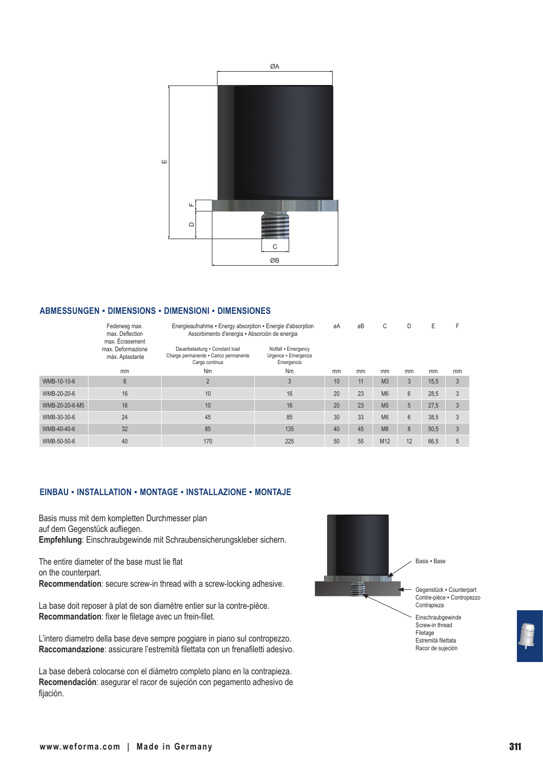ØA

E

F

D

C

ØB

## ABMESSUNGEN ▪ DIMENSIONS ▪ DIMENSIONI ▪ DIMENSIONES

| | Federweg max. max. Deflection max. Écrasement max. Deformazione máx. Aplastante | Energieaufnahme ▪ Energy absorption ▪ Energie d'absorption Assorbimento d'energia ▪ Absorción de energia | | øA | øB | C | D | E | F |
|---|---|---|---|---|---|---|---|---|---|
| | | Dauerbelastung ▪ Constant load Charge permanente ▪ Carico permanente Carga continua | Notfall ▪ Emergency Urgence ▪ Emergenza Emergencia | | | | | | |
| | mm | Nm | Nm | mm | mm | mm | mm | mm | mm |
| WMB-10-10-6 | 8 | 2 | 3 | 10 | 11 | M3 | 3 | 15,5 | 3 |
| WMB-20-20-6 | 16 | 10 | 16 | 20 | 23 | M6 | 6 | 28,5 | 3 |
| WMB-20-20-6-M5 | 16 | 10 | 16 | 20 | 23 | M5 | 5 | 27,5 | 3 |
| WMB-30-30-6 | 24 | 45 | 85 | 30 | 33 | M6 | 6 | 38,5 | 3 |
| WMB-40-40-6 | 32 | 85 | 135 | 40 | 45 | M8 | 8 | 50,5 | 3 |
| WMB-50-50-6 | 40 | 170 | 225 | 50 | 55 | M12 | 12 | 66,5 | 5 |

## EINBAU ▪ INSTALLATION ▪ MONTAGE ▪ INSTALLAZIONE ▪ MONTAJE

Basis muss mit dem kompletten Durchmesser plan auf dem Gegenstück aufliegen.
**Empfehlung**: Einschraubgewinde mit Schraubensicherungskleber sichern.

The entire diameter of the base must lie flat on the counterpart.
**Recommendation**: secure screw-in thread with a screw-locking adhesive.

La base doit reposer à plat de son diamètre entier sur la contre-pièce.
**Recommandation**: fixer le filetage avec un frein-filet.

L'intero diametro della base deve sempre poggiare in piano sul contropezzo.
**Raccomandazione**: assicurare l'estremità filettata con un frenafiletti adesivo.

La base deberá colocarse con el diámetro completo plano en la contrapieza.
**Recomendación**: asegurar el racor de sujeción con pegamento adhesivo de fijación.

Basis ▪ Base

Gegenstück ▪ Counterpart
Contre-pièce ▪ Contropezzo
Contrapieza

Einschraubgewinde
Screw-in thread
Filetage
Estremità filettata
Racor de sujeción

www.weforma.com | Made in Germany